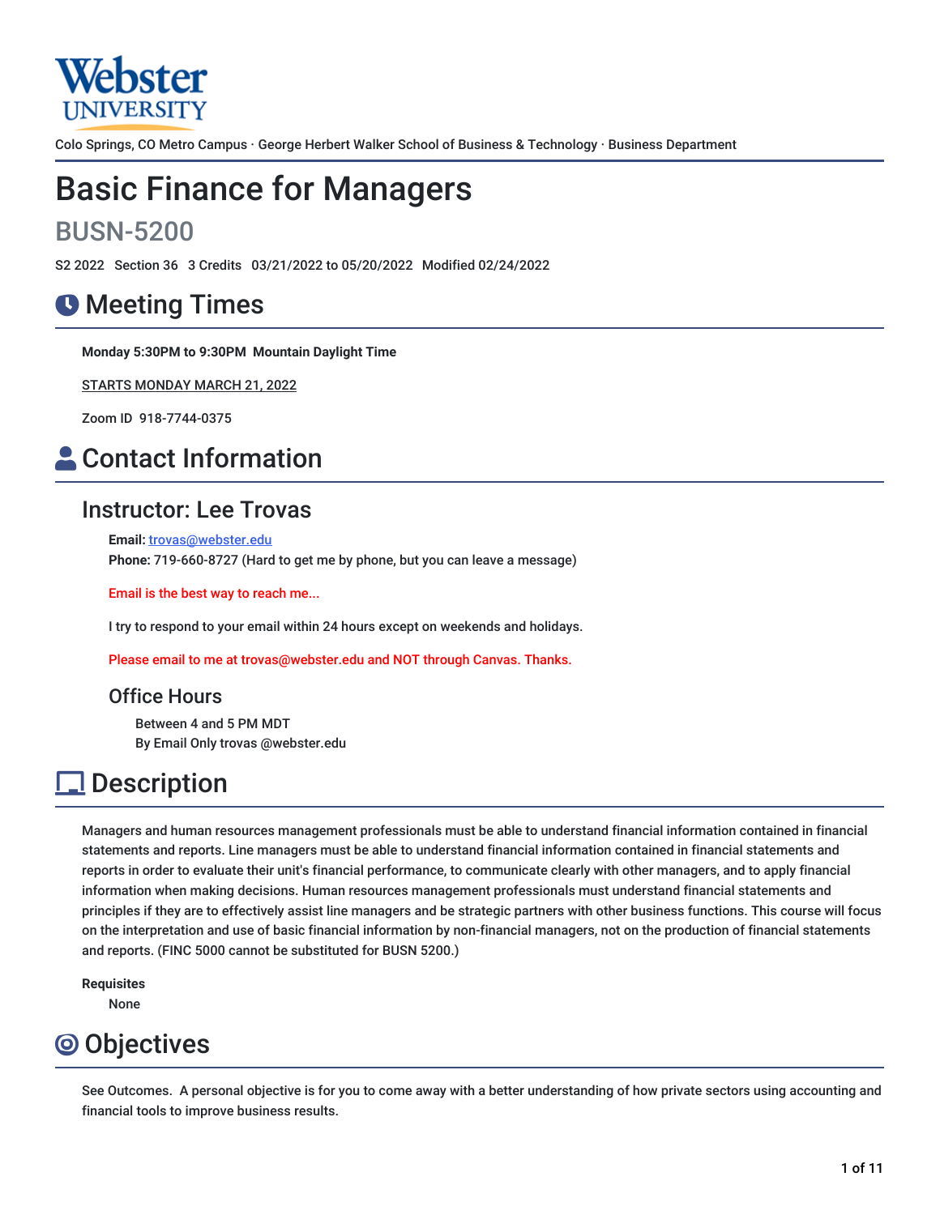Webster UNIVERSITY

Colo Springs, CO Metro Campus · George Herbert Walker School of Business & Technology · Business Department

# Basic Finance for Managers

## BUSN-5200

S2 2022 Section 36 3 Credits 03/21/2022 to 05/20/2022 Modified 02/24/2022

# Meeting Times

**Monday 5:30PM to 9:30PM Mountain Daylight Time**

STARTS MONDAY MARCH 21, 2022

Zoom ID 918-7744-0375

# Contact Information

## Instructor: Lee Trovas

**Email:** trovas@webster.edu
**Phone:** 719-660-8727 (Hard to get me by phone, but you can leave a message)

Email is the best way to reach me...

I try to respond to your email within 24 hours except on weekends and holidays.

Please email to me at trovas@webster.edu and NOT through Canvas. Thanks.

### Office Hours

Between 4 and 5 PM MDT
By Email Only trovas @webster.edu

# Description

Managers and human resources management professionals must be able to understand financial information contained in financial statements and reports. Line managers must be able to understand financial information contained in financial statements and reports in order to evaluate their unit's financial performance, to communicate clearly with other managers, and to apply financial information when making decisions. Human resources management professionals must understand financial statements and principles if they are to effectively assist line managers and be strategic partners with other business functions. This course will focus on the interpretation and use of basic financial information by non-financial managers, not on the production of financial statements and reports. (FINC 5000 cannot be substituted for BUSN 5200.)

**Requisites**

None

# Objectives

See Outcomes. A personal objective is for you to come away with a better understanding of how private sectors using accounting and financial tools to improve business results.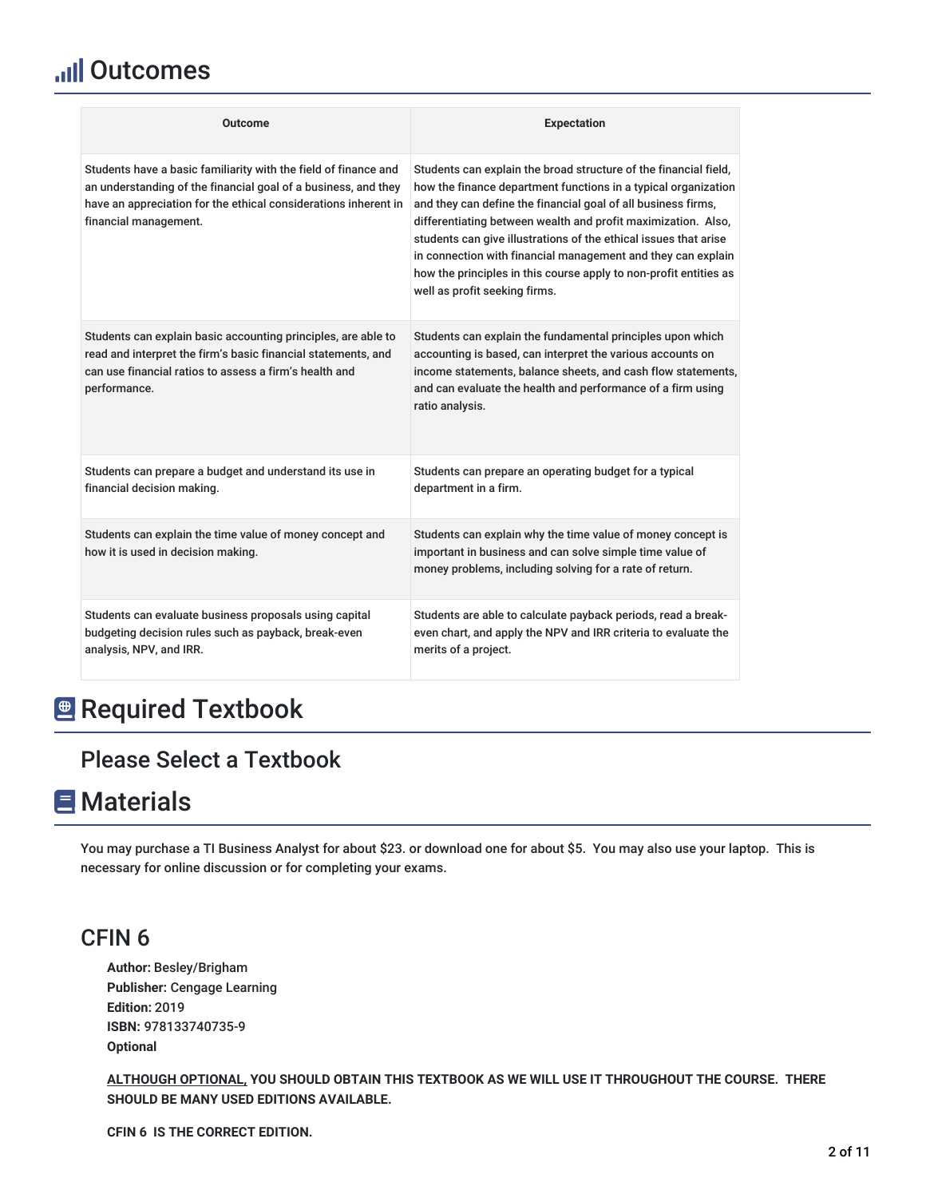# Outcomes

| Outcome | Expectation |
| --- | --- |
| Students have a basic familiarity with the field of finance and an understanding of the financial goal of a business, and they have an appreciation for the ethical considerations inherent in financial management. | Students can explain the broad structure of the financial field, how the finance department functions in a typical organization and they can define the financial goal of all business firms, differentiating between wealth and profit maximization. Also, students can give illustrations of the ethical issues that arise in connection with financial management and they can explain how the principles in this course apply to non-profit entities as well as profit seeking firms. |
| Students can explain basic accounting principles, are able to read and interpret the firm's basic financial statements, and can use financial ratios to assess a firm's health and performance. | Students can explain the fundamental principles upon which accounting is based, can interpret the various accounts on income statements, balance sheets, and cash flow statements, and can evaluate the health and performance of a firm using ratio analysis. |
| Students can prepare a budget and understand its use in financial decision making. | Students can prepare an operating budget for a typical department in a firm. |
| Students can explain the time value of money concept and how it is used in decision making. | Students can explain why the time value of money concept is important in business and can solve simple time value of money problems, including solving for a rate of return. |
| Students can evaluate business proposals using capital budgeting decision rules such as payback, break-even analysis, NPV, and IRR. | Students are able to calculate payback periods, read a break-even chart, and apply the NPV and IRR criteria to evaluate the merits of a project. |

# Required Textbook

## Please Select a Textbook

# Materials

You may purchase a TI Business Analyst for about $23. or download one for about $5. You may also use your laptop. This is necessary for online discussion or for completing your exams.

## CFIN 6

**Author:** Besley/Brigham
**Publisher:** Cengage Learning
**Edition:** 2019
**ISBN:** 978133740735-9
**Optional**

**ALTHOUGH OPTIONAL, YOU SHOULD OBTAIN THIS TEXTBOOK AS WE WILL USE IT THROUGHOUT THE COURSE. THERE SHOULD BE MANY USED EDITIONS AVAILABLE.**

**CFIN 6 IS THE CORRECT EDITION.**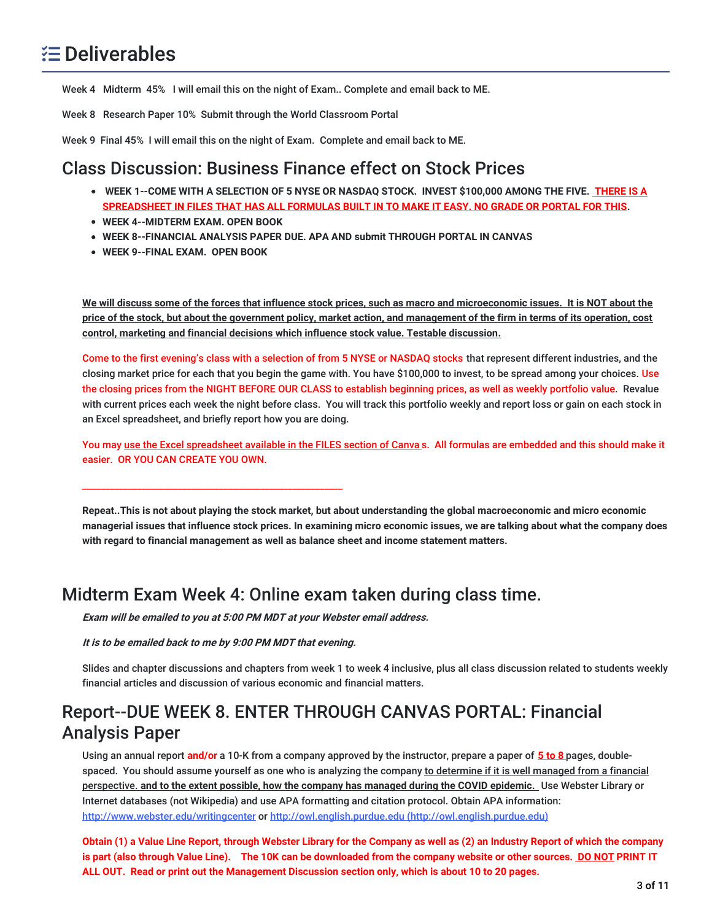# Deliverables

Week 4 Midterm 45% I will email this on the night of Exam.. Complete and email back to ME.

Week 8 Research Paper 10% Submit through the World Classroom Portal

Week 9 Final 45% I will email this on the night of Exam. Complete and email back to ME.

## Class Discussion: Business Finance effect on Stock Prices

- **WEEK 1--COME WITH A SELECTION OF 5 NYSE OR NASDAQ STOCK. INVEST $100,000 AMONG THE FIVE. THERE IS A SPREADSHEET IN FILES THAT HAS ALL FORMULAS BUILT IN TO MAKE IT EASY. NO GRADE OR PORTAL FOR THIS.**
- **WEEK 4--MIDTERM EXAM. OPEN BOOK**
- **WEEK 8--FINANCIAL ANALYSIS PAPER DUE. APA AND submit THROUGH PORTAL IN CANVAS**
- **WEEK 9--FINAL EXAM. OPEN BOOK**

**We will discuss some of the forces that influence stock prices, such as macro and microeconomic issues. It is NOT about the price of the stock, but about the government policy, market action, and management of the firm in terms of its operation, cost control, marketing and financial decisions which influence stock value. Testable discussion.**

Come to the first evening's class with a selection of from 5 NYSE or NASDAQ stocks that represent different industries, and the closing market price for each that you begin the game with. You have $100,000 to invest, to be spread among your choices. Use the closing prices from the NIGHT BEFORE OUR CLASS to establish beginning prices, as well as weekly portfolio value. Revalue with current prices each week the night before class. You will track this portfolio weekly and report loss or gain on each stock in an Excel spreadsheet, and briefly report how you are doing.

You may use the Excel spreadsheet available in the FILES section of Canva s. All formulas are embedded and this should make it easier. OR YOU CAN CREATE YOU OWN.

---

**Repeat..This is not about playing the stock market, but about understanding the global macroeconomic and micro economic managerial issues that influence stock prices. In examining micro economic issues, we are talking about what the company does with regard to financial management as well as balance sheet and income statement matters.**

## Midterm Exam Week 4: Online exam taken during class time.

***Exam will be emailed to you at 5:00 PM MDT at your Webster email address.***

***It is to be emailed back to me by 9:00 PM MDT that evening.***

Slides and chapter discussions and chapters from week 1 to week 4 inclusive, plus all class discussion related to students weekly financial articles and discussion of various economic and financial matters.

## Report--DUE WEEK 8. ENTER THROUGH CANVAS PORTAL: Financial Analysis Paper

Using an annual report **and/or** a 10-K from a company approved by the instructor, prepare a paper of **5 to 8** pages, double-spaced. You should assume yourself as one who is analyzing the company to determine if it is well managed from a financial perspective. **and to the extent possible, how the company has managed during the COVID epidemic.** Use Webster Library or Internet databases (not Wikipedia) and use APA formatting and citation protocol. Obtain APA information: http://www.webster.edu/writingcenter or http://owl.english.purdue.edu (http://owl.english.purdue.edu)

**Obtain (1) a Value Line Report, through Webster Library for the Company as well as (2) an Industry Report of which the company is part (also through Value Line). The 10K can be downloaded from the company website or other sources. DO NOT PRINT IT ALL OUT. Read or print out the Management Discussion section only, which is about 10 to 20 pages.**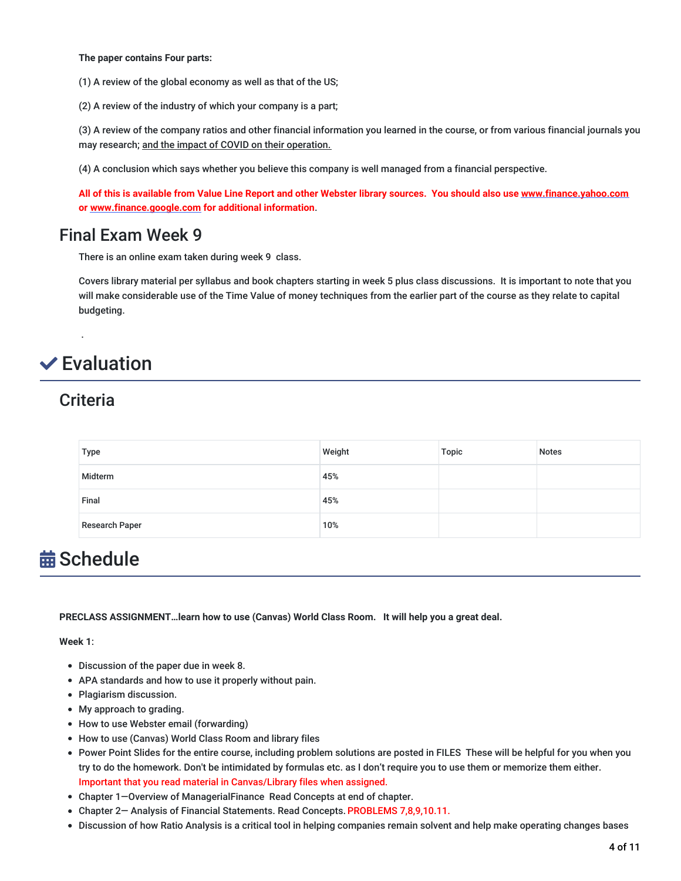**The paper contains Four parts:**

(1) A review of the global economy as well as that of the US;

(2) A review of the industry of which your company is a part;

(3) A review of the company ratios and other financial information you learned in the course, or from various financial journals you may research; and the impact of COVID on their operation.

(4) A conclusion which says whether you believe this company is well managed from a financial perspective.

**All of this is available from Value Line Report and other Webster library sources. You should also use www.finance.yahoo.com or www.finance.google.com for additional information.**

## Final Exam Week 9

There is an online exam taken during week 9 class.

Covers library material per syllabus and book chapters starting in week 5 plus class discussions. It is important to note that you will make considerable use of the Time Value of money techniques from the earlier part of the course as they relate to capital budgeting.

.

# ✔ Evaluation

## Criteria

| Type | Weight | Topic | Notes |
| --- | --- | --- | --- |
| Midterm | 45% | | |
| Final | 45% | | |
| Research Paper | 10% | | |

# Schedule

**PRECLASS ASSIGNMENT…learn how to use (Canvas) World Class Room. It will help you a great deal.**

**Week 1:**

- Discussion of the paper due in week 8.
- APA standards and how to use it properly without pain.
- Plagiarism discussion.
- My approach to grading.
- How to use Webster email (forwarding)
- How to use (Canvas) World Class Room and library files
- Power Point Slides for the entire course, including problem solutions are posted in FILES These will be helpful for you when you try to do the homework. Don't be intimidated by formulas etc. as I don't require you to use them or memorize them either. Important that you read material in Canvas/Library files when assigned.
- Chapter 1—Overview of ManagerialFinance Read Concepts at end of chapter.
- Chapter 2— Analysis of Financial Statements. Read Concepts. PROBLEMS 7,8,9,10.11.
- Discussion of how Ratio Analysis is a critical tool in helping companies remain solvent and help make operating changes bases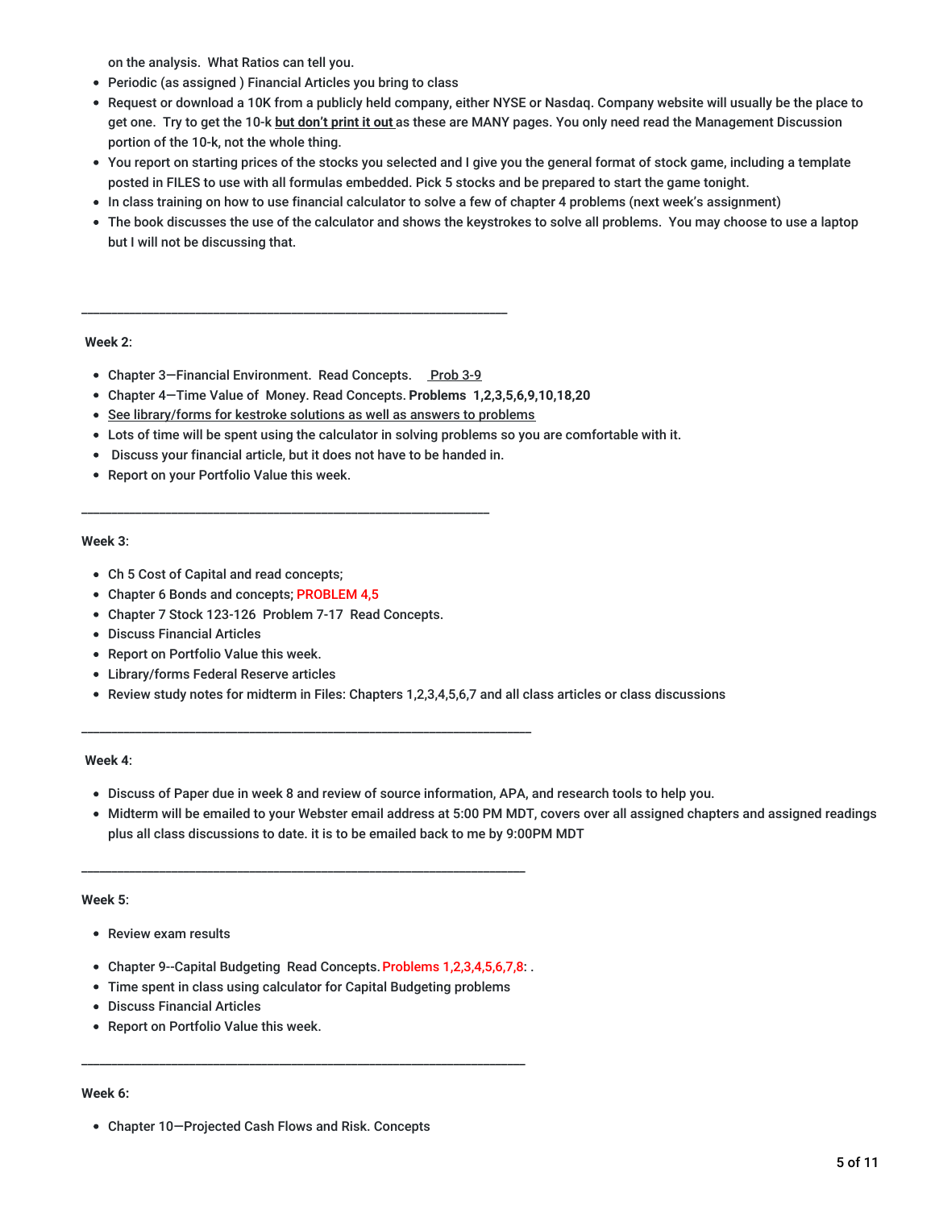on the analysis. What Ratios can tell you.

- Periodic (as assigned ) Financial Articles you bring to class
- Request or download a 10K from a publicly held company, either NYSE or Nasdaq. Company website will usually be the place to get one. Try to get the 10-k **but don't print it out** as these are MANY pages. You only need read the Management Discussion portion of the 10-k, not the whole thing.
- You report on starting prices of the stocks you selected and I give you the general format of stock game, including a template posted in FILES to use with all formulas embedded. Pick 5 stocks and be prepared to start the game tonight.
- In class training on how to use financial calculator to solve a few of chapter 4 problems (next week's assignment)
- The book discusses the use of the calculator and shows the keystrokes to solve all problems. You may choose to use a laptop but I will not be discussing that.

---

**Week 2**:

- Chapter 3—Financial Environment. Read Concepts. Prob 3-9
- Chapter 4—Time Value of Money. Read Concepts. **Problems 1,2,3,5,6,9,10,18,20**
- See library/forms for kestroke solutions as well as answers to problems
- Lots of time will be spent using the calculator in solving problems so you are comfortable with it.
- Discuss your financial article, but it does not have to be handed in.
- Report on your Portfolio Value this week.

---

**Week 3**:

- Ch 5 Cost of Capital and read concepts;
- Chapter 6 Bonds and concepts; PROBLEM 4,5
- Chapter 7 Stock 123-126 Problem 7-17 Read Concepts.
- Discuss Financial Articles
- Report on Portfolio Value this week.
- Library/forms Federal Reserve articles
- Review study notes for midterm in Files: Chapters 1,2,3,4,5,6,7 and all class articles or class discussions

---

**Week 4**:

- Discuss of Paper due in week 8 and review of source information, APA, and research tools to help you.
- Midterm will be emailed to your Webster email address at 5:00 PM MDT, covers over all assigned chapters and assigned readings plus all class discussions to date. it is to be emailed back to me by 9:00PM MDT

---

**Week 5**:

- Review exam results
- Chapter 9--Capital Budgeting Read Concepts. Problems 1,2,3,4,5,6,7,8: .
- Time spent in class using calculator for Capital Budgeting problems
- Discuss Financial Articles
- Report on Portfolio Value this week.

---

**Week 6:**

- Chapter 10—Projected Cash Flows and Risk. Concepts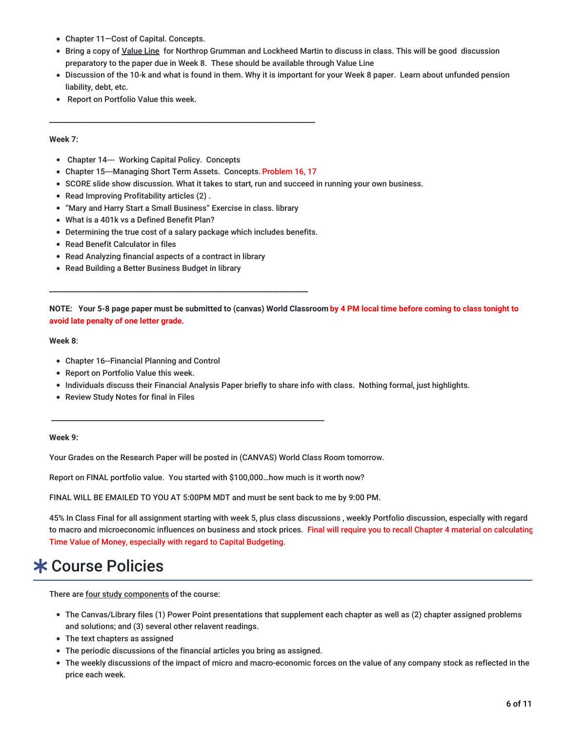- Chapter 11—Cost of Capital. Concepts.
- Bring a copy of Value Line for Northrop Grumman and Lockheed Martin to discuss in class. This will be good discussion preparatory to the paper due in Week 8. These should be available through Value Line
- Discussion of the 10-k and what is found in them. Why it is important for your Week 8 paper. Learn about unfunded pension liability, debt, etc.
- Report on Portfolio Value this week.

---

**Week 7:**

- Chapter 14--- Working Capital Policy. Concepts
- Chapter 15---Managing Short Term Assets. Concepts. Problem 16, 17
- SCORE slide show discussion. What it takes to start, run and succeed in running your own business.
- Read Improving Profitability articles (2) .
- "Mary and Harry Start a Small Business" Exercise in class. library
- What is a 401k vs a Defined Benefit Plan?
- Determining the true cost of a salary package which includes benefits.
- Read Benefit Calculator in files
- Read Analyzing financial aspects of a contract in library
- Read Building a Better Business Budget in library

---

**NOTE: Your 5-8 page paper must be submitted to (canvas) World Classroom by 4 PM local time before coming to class tonight to avoid late penalty of one letter grade.**

**Week 8**:

- Chapter 16--Financial Planning and Control
- Report on Portfolio Value this week.
- Individuals discuss their Financial Analysis Paper briefly to share info with class. Nothing formal, just highlights.
- Review Study Notes for final in Files

---

**Week 9:**

Your Grades on the Research Paper will be posted in (CANVAS) World Class Room tomorrow.

Report on FINAL portfolio value. You started with $100,000…how much is it worth now?

FINAL WILL BE EMAILED TO YOU AT 5:00PM MDT and must be sent back to me by 9:00 PM.

45% In Class Final for all assignment starting with week 5, plus class discussions , weekly Portfolio discussion, especially with regard to macro and microeconomic influences on business and stock prices. Final will require you to recall Chapter 4 material on calculating Time Value of Money, especially with regard to Capital Budgeting.

# ✱ Course Policies

There are four study components of the course:

- The Canvas/Library files (1) Power Point presentations that supplement each chapter as well as (2) chapter assigned problems and solutions; and (3) several other relevant readings.
- The text chapters as assigned
- The periodic discussions of the financial articles you bring as assigned.
- The weekly discussions of the impact of micro and macro-economic forces on the value of any company stock as reflected in the price each week.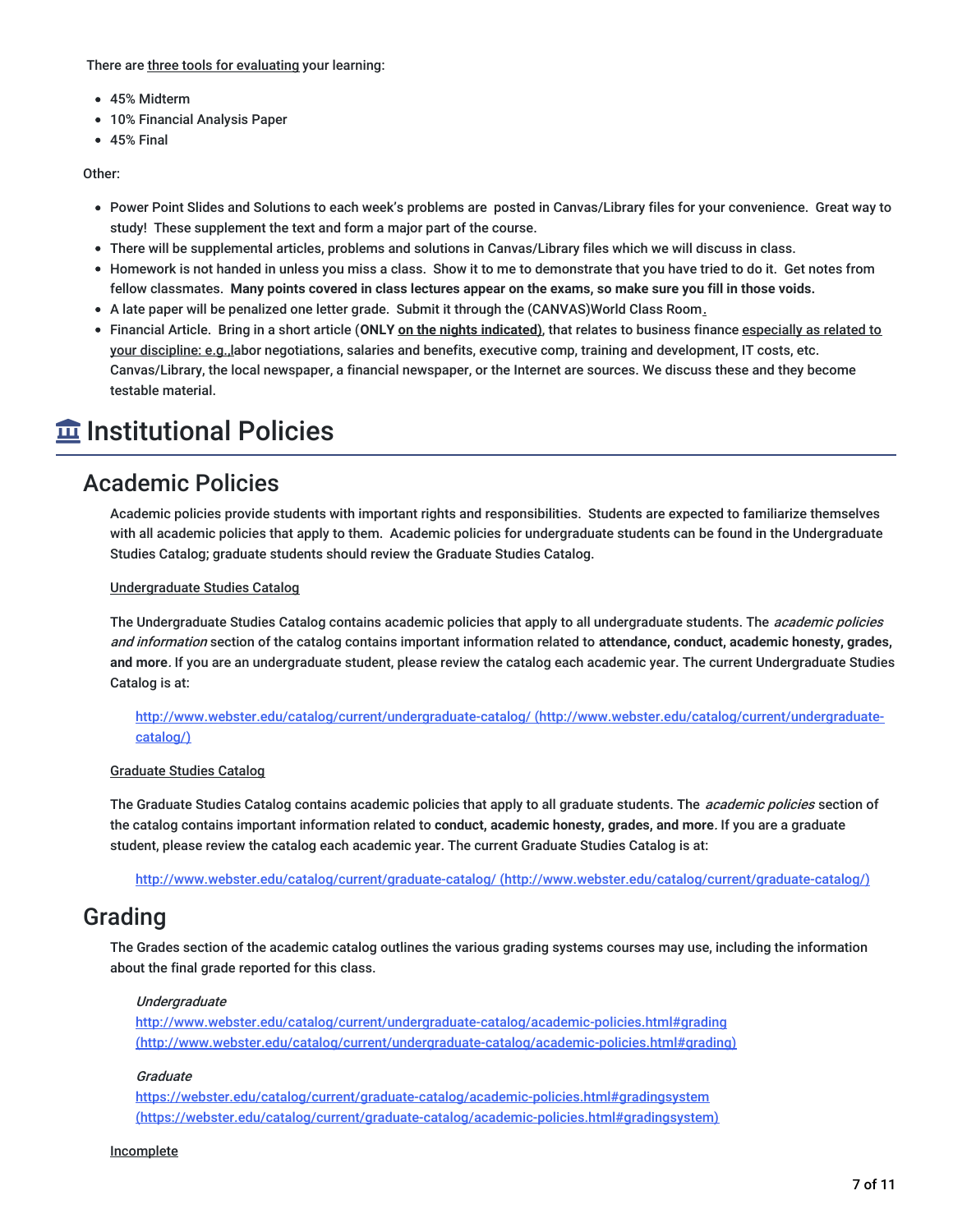There are three tools for evaluating your learning:

- 45% Midterm
- 10% Financial Analysis Paper
- 45% Final

Other:

- Power Point Slides and Solutions to each week's problems are posted in Canvas/Library files for your convenience. Great way to study! These supplement the text and form a major part of the course.
- There will be supplemental articles, problems and solutions in Canvas/Library files which we will discuss in class.
- Homework is not handed in unless you miss a class. Show it to me to demonstrate that you have tried to do it. Get notes from fellow classmates. **Many points covered in class lectures appear on the exams, so make sure you fill in those voids.**
- A late paper will be penalized one letter grade. Submit it through the (CANVAS)World Class Room.
- Financial Article. Bring in a short article (**ONLY** **on the nights indicated**), that relates to business finance especially as related to your discipline: e.g., labor negotiations, salaries and benefits, executive comp, training and development, IT costs, etc. Canvas/Library, the local newspaper, a financial newspaper, or the Internet are sources. We discuss these and they become testable material.

# Institutional Policies

## Academic Policies

Academic policies provide students with important rights and responsibilities. Students are expected to familiarize themselves with all academic policies that apply to them. Academic policies for undergraduate students can be found in the Undergraduate Studies Catalog; graduate students should review the Graduate Studies Catalog.

Undergraduate Studies Catalog

The Undergraduate Studies Catalog contains academic policies that apply to all undergraduate students. The *academic policies and information* section of the catalog contains important information related to **attendance, conduct, academic honesty, grades, and more**. If you are an undergraduate student, please review the catalog each academic year. The current Undergraduate Studies Catalog is at:

> http://www.webster.edu/catalog/current/undergraduate-catalog/ (http://www.webster.edu/catalog/current/undergraduate-catalog/)

Graduate Studies Catalog

The Graduate Studies Catalog contains academic policies that apply to all graduate students. The *academic policies* section of the catalog contains important information related to **conduct, academic honesty, grades, and more**. If you are a graduate student, please review the catalog each academic year. The current Graduate Studies Catalog is at:

> http://www.webster.edu/catalog/current/graduate-catalog/ (http://www.webster.edu/catalog/current/graduate-catalog/)

## Grading

The Grades section of the academic catalog outlines the various grading systems courses may use, including the information about the final grade reported for this class.

> *Undergraduate*
> http://www.webster.edu/catalog/current/undergraduate-catalog/academic-policies.html#grading (http://www.webster.edu/catalog/current/undergraduate-catalog/academic-policies.html#grading)
>
> *Graduate*
> https://webster.edu/catalog/current/graduate-catalog/academic-policies.html#gradingsystem (https://webster.edu/catalog/current/graduate-catalog/academic-policies.html#gradingsystem)

Incomplete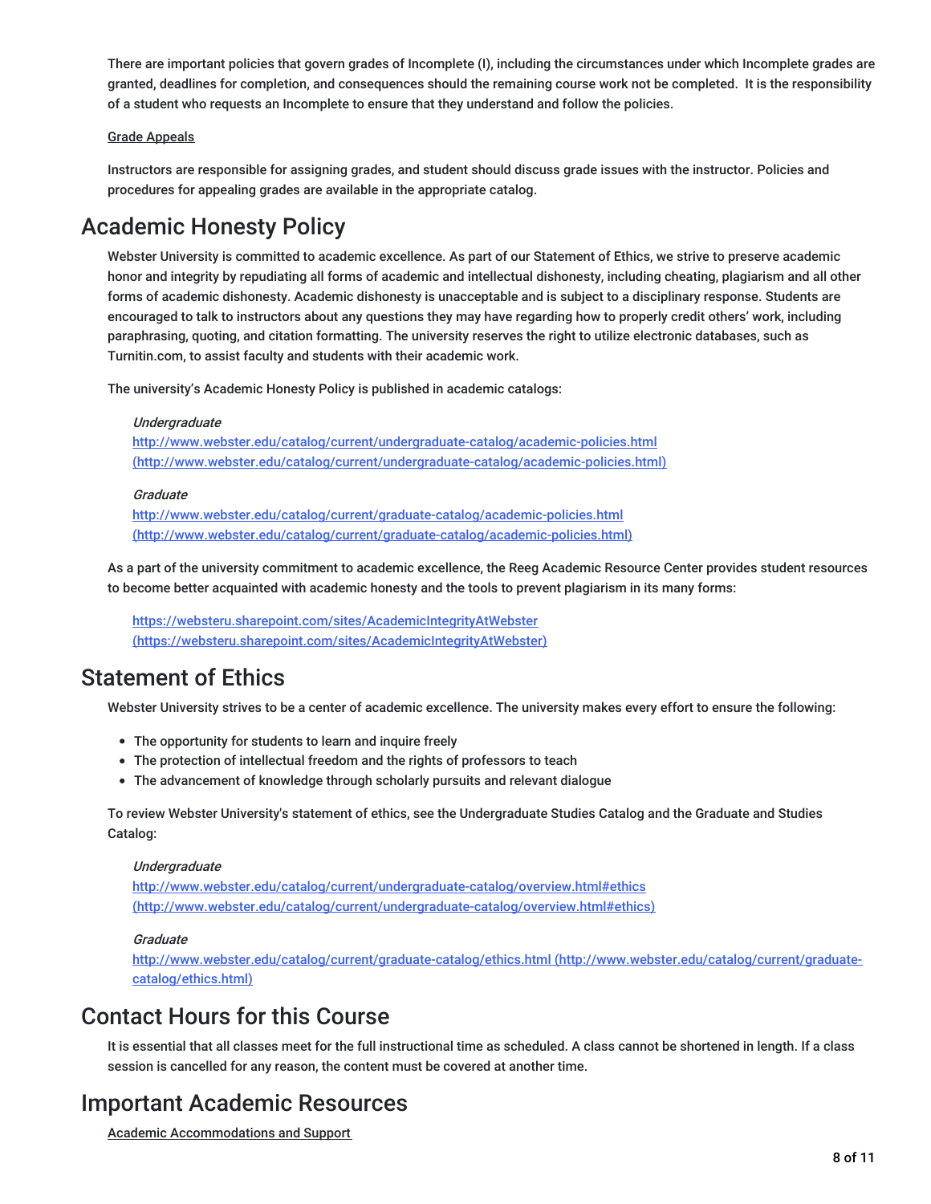There are important policies that govern grades of Incomplete (I), including the circumstances under which Incomplete grades are granted, deadlines for completion, and consequences should the remaining course work not be completed.  It is the responsibility of a student who requests an Incomplete to ensure that they understand and follow the policies.

Grade Appeals

Instructors are responsible for assigning grades, and student should discuss grade issues with the instructor. Policies and procedures for appealing grades are available in the appropriate catalog.

# Academic Honesty Policy

Webster University is committed to academic excellence. As part of our Statement of Ethics, we strive to preserve academic honor and integrity by repudiating all forms of academic and intellectual dishonesty, including cheating, plagiarism and all other forms of academic dishonesty. Academic dishonesty is unacceptable and is subject to a disciplinary response. Students are encouraged to talk to instructors about any questions they may have regarding how to properly credit others' work, including paraphrasing, quoting, and citation formatting. The university reserves the right to utilize electronic databases, such as Turnitin.com, to assist faculty and students with their academic work.

The university's Academic Honesty Policy is published in academic catalogs:

*Undergraduate*
http://www.webster.edu/catalog/current/undergraduate-catalog/academic-policies.html (http://www.webster.edu/catalog/current/undergraduate-catalog/academic-policies.html)

*Graduate*
http://www.webster.edu/catalog/current/graduate-catalog/academic-policies.html (http://www.webster.edu/catalog/current/graduate-catalog/academic-policies.html)

As a part of the university commitment to academic excellence, the Reeg Academic Resource Center provides student resources to become better acquainted with academic honesty and the tools to prevent plagiarism in its many forms:

https://websteru.sharepoint.com/sites/AcademicIntegrityAtWebster (https://websteru.sharepoint.com/sites/AcademicIntegrityAtWebster)

# Statement of Ethics

Webster University strives to be a center of academic excellence. The university makes every effort to ensure the following:

- The opportunity for students to learn and inquire freely
- The protection of intellectual freedom and the rights of professors to teach
- The advancement of knowledge through scholarly pursuits and relevant dialogue

To review Webster University's statement of ethics, see the Undergraduate Studies Catalog and the Graduate and Studies Catalog:

*Undergraduate*
http://www.webster.edu/catalog/current/undergraduate-catalog/overview.html#ethics (http://www.webster.edu/catalog/current/undergraduate-catalog/overview.html#ethics)

*Graduate*
http://www.webster.edu/catalog/current/graduate-catalog/ethics.html (http://www.webster.edu/catalog/current/graduate-catalog/ethics.html)

# Contact Hours for this Course

It is essential that all classes meet for the full instructional time as scheduled. A class cannot be shortened in length. If a class session is cancelled for any reason, the content must be covered at another time.

# Important Academic Resources

Academic Accommodations and Support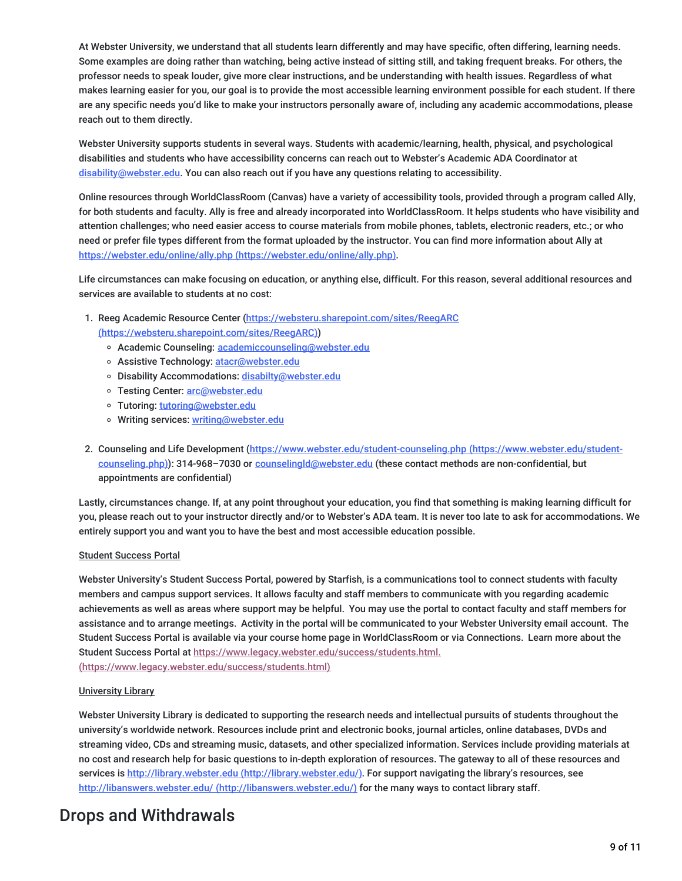At Webster University, we understand that all students learn differently and may have specific, often differing, learning needs. Some examples are doing rather than watching, being active instead of sitting still, and taking frequent breaks. For others, the professor needs to speak louder, give more clear instructions, and be understanding with health issues. Regardless of what makes learning easier for you, our goal is to provide the most accessible learning environment possible for each student. If there are any specific needs you'd like to make your instructors personally aware of, including any academic accommodations, please reach out to them directly.

Webster University supports students in several ways. Students with academic/learning, health, physical, and psychological disabilities and students who have accessibility concerns can reach out to Webster's Academic ADA Coordinator at disability@webster.edu. You can also reach out if you have any questions relating to accessibility.

Online resources through WorldClassRoom (Canvas) have a variety of accessibility tools, provided through a program called Ally, for both students and faculty. Ally is free and already incorporated into WorldClassRoom. It helps students who have visibility and attention challenges; who need easier access to course materials from mobile phones, tablets, electronic readers, etc.; or who need or prefer file types different from the format uploaded by the instructor. You can find more information about Ally at https://webster.edu/online/ally.php (https://webster.edu/online/ally.php).

Life circumstances can make focusing on education, or anything else, difficult. For this reason, several additional resources and services are available to students at no cost:

1. Reeg Academic Resource Center (https://websteru.sharepoint.com/sites/ReegARC (https://websteru.sharepoint.com/sites/ReegARC))
   - Academic Counseling: academiccounseling@webster.edu
   - Assistive Technology: atacr@webster.edu
   - Disability Accommodations: disabilty@webster.edu
   - Testing Center: arc@webster.edu
   - Tutoring: tutoring@webster.edu
   - Writing services: writing@webster.edu
2. Counseling and Life Development (https://www.webster.edu/student-counseling.php (https://www.webster.edu/student-counseling.php)): 314-968–7030 or counselingld@webster.edu (these contact methods are non-confidential, but appointments are confidential)

Lastly, circumstances change. If, at any point throughout your education, you find that something is making learning difficult for you, please reach out to your instructor directly and/or to Webster's ADA team. It is never too late to ask for accommodations. We entirely support you and want you to have the best and most accessible education possible.

Student Success Portal

Webster University's Student Success Portal, powered by Starfish, is a communications tool to connect students with faculty members and campus support services. It allows faculty and staff members to communicate with you regarding academic achievements as well as areas where support may be helpful. You may use the portal to contact faculty and staff members for assistance and to arrange meetings. Activity in the portal will be communicated to your Webster University email account. The Student Success Portal is available via your course home page in WorldClassRoom or via Connections. Learn more about the Student Success Portal at https://www.legacy.webster.edu/success/students.html. (https://www.legacy.webster.edu/success/students.html)

University Library

Webster University Library is dedicated to supporting the research needs and intellectual pursuits of students throughout the university's worldwide network. Resources include print and electronic books, journal articles, online databases, DVDs and streaming video, CDs and streaming music, datasets, and other specialized information. Services include providing materials at no cost and research help for basic questions to in-depth exploration of resources. The gateway to all of these resources and services is http://library.webster.edu (http://library.webster.edu/). For support navigating the library's resources, see http://libanswers.webster.edu/ (http://libanswers.webster.edu/) for the many ways to contact library staff.

## Drops and Withdrawals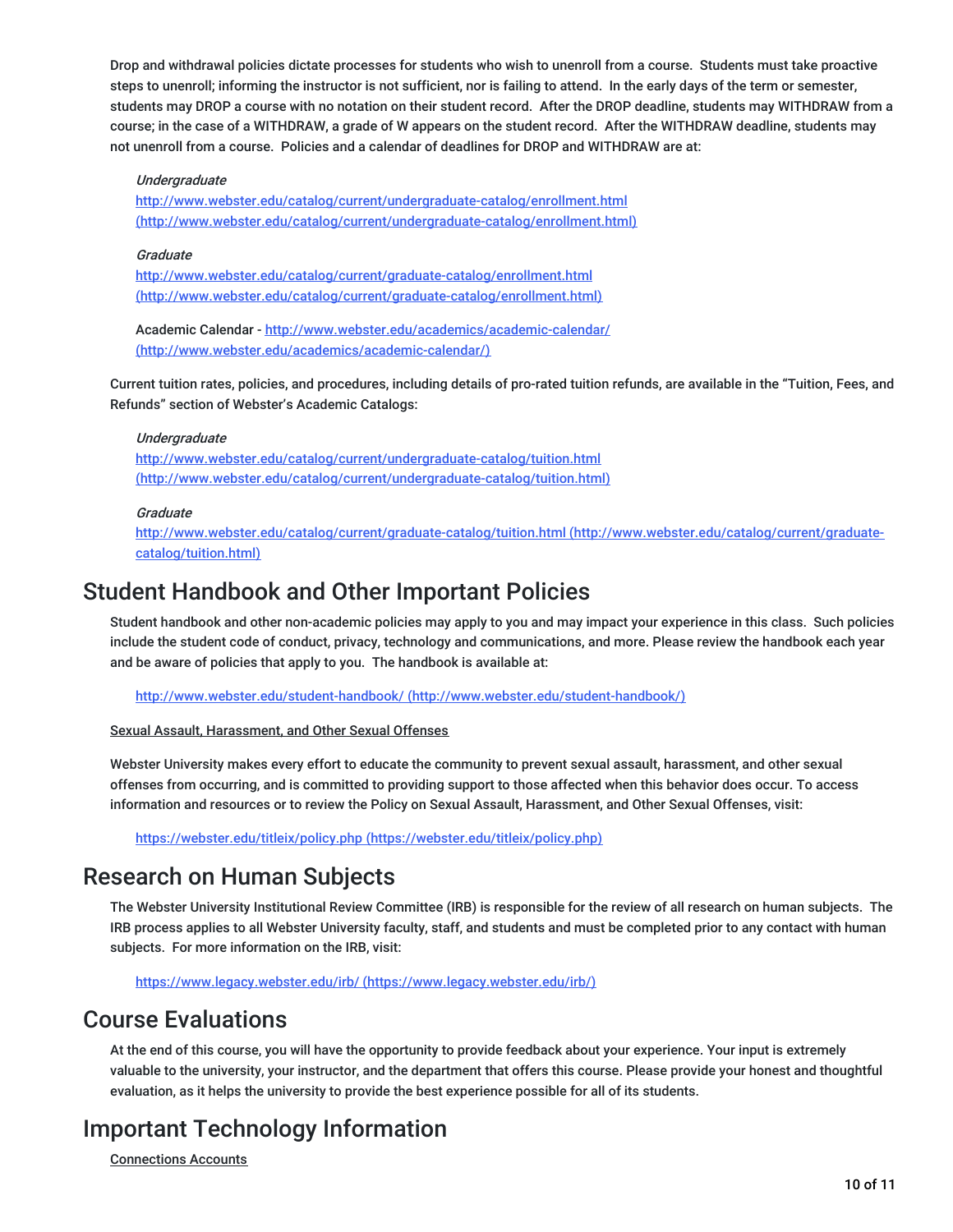Drop and withdrawal policies dictate processes for students who wish to unenroll from a course. Students must take proactive steps to unenroll; informing the instructor is not sufficient, nor is failing to attend. In the early days of the term or semester, students may DROP a course with no notation on their student record. After the DROP deadline, students may WITHDRAW from a course; in the case of a WITHDRAW, a grade of W appears on the student record. After the WITHDRAW deadline, students may not unenroll from a course. Policies and a calendar of deadlines for DROP and WITHDRAW are at:

*Undergraduate*
http://www.webster.edu/catalog/current/undergraduate-catalog/enrollment.html (http://www.webster.edu/catalog/current/undergraduate-catalog/enrollment.html)

*Graduate*
http://www.webster.edu/catalog/current/graduate-catalog/enrollment.html (http://www.webster.edu/catalog/current/graduate-catalog/enrollment.html)

Academic Calendar - http://www.webster.edu/academics/academic-calendar/ (http://www.webster.edu/academics/academic-calendar/)

Current tuition rates, policies, and procedures, including details of pro-rated tuition refunds, are available in the "Tuition, Fees, and Refunds" section of Webster's Academic Catalogs:

*Undergraduate*
http://www.webster.edu/catalog/current/undergraduate-catalog/tuition.html (http://www.webster.edu/catalog/current/undergraduate-catalog/tuition.html)

*Graduate*
http://www.webster.edu/catalog/current/graduate-catalog/tuition.html (http://www.webster.edu/catalog/current/graduate-catalog/tuition.html)

## Student Handbook and Other Important Policies

Student handbook and other non-academic policies may apply to you and may impact your experience in this class. Such policies include the student code of conduct, privacy, technology and communications, and more. Please review the handbook each year and be aware of policies that apply to you. The handbook is available at:

http://www.webster.edu/student-handbook/ (http://www.webster.edu/student-handbook/)

Sexual Assault, Harassment, and Other Sexual Offenses

Webster University makes every effort to educate the community to prevent sexual assault, harassment, and other sexual offenses from occurring, and is committed to providing support to those affected when this behavior does occur. To access information and resources or to review the Policy on Sexual Assault, Harassment, and Other Sexual Offenses, visit:

https://webster.edu/titleix/policy.php (https://webster.edu/titleix/policy.php)

## Research on Human Subjects

The Webster University Institutional Review Committee (IRB) is responsible for the review of all research on human subjects. The IRB process applies to all Webster University faculty, staff, and students and must be completed prior to any contact with human subjects. For more information on the IRB, visit:

https://www.legacy.webster.edu/irb/ (https://www.legacy.webster.edu/irb/)

## Course Evaluations

At the end of this course, you will have the opportunity to provide feedback about your experience. Your input is extremely valuable to the university, your instructor, and the department that offers this course. Please provide your honest and thoughtful evaluation, as it helps the university to provide the best experience possible for all of its students.

## Important Technology Information

Connections Accounts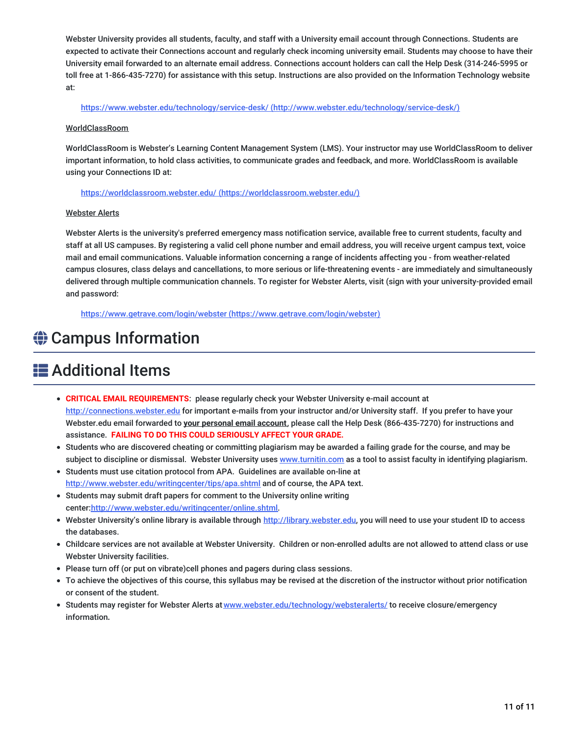Webster University provides all students, faculty, and staff with a University email account through Connections. Students are expected to activate their Connections account and regularly check incoming university email. Students may choose to have their University email forwarded to an alternate email address. Connections account holders can call the Help Desk (314-246-5995 or toll free at 1-866-435-7270) for assistance with this setup. Instructions are also provided on the Information Technology website at:

> https://www.webster.edu/technology/service-desk/ (http://www.webster.edu/technology/service-desk/)

WorldClassRoom

WorldClassRoom is Webster's Learning Content Management System (LMS). Your instructor may use WorldClassRoom to deliver important information, to hold class activities, to communicate grades and feedback, and more. WorldClassRoom is available using your Connections ID at:

> https://worldclassroom.webster.edu/ (https://worldclassroom.webster.edu/)

Webster Alerts

Webster Alerts is the university's preferred emergency mass notification service, available free to current students, faculty and staff at all US campuses. By registering a valid cell phone number and email address, you will receive urgent campus text, voice mail and email communications. Valuable information concerning a range of incidents affecting you - from weather-related campus closures, class delays and cancellations, to more serious or life-threatening events - are immediately and simultaneously delivered through multiple communication channels. To register for Webster Alerts, visit (sign with your university-provided email and password:

> https://www.getrave.com/login/webster (https://www.getrave.com/login/webster)

# Campus Information

# Additional Items

- **CRITICAL EMAIL REQUIREMENTS**: please regularly check your Webster University e-mail account at http://connections.webster.edu for important e-mails from your instructor and/or University staff. If you prefer to have your Webster.edu email forwarded to **your personal email account**, please call the Help Desk (866-435-7270) for instructions and assistance. **FAILING TO DO THIS COULD SERIOUSLY AFFECT YOUR GRADE.**
- Students who are discovered cheating or committing plagiarism may be awarded a failing grade for the course, and may be subject to discipline or dismissal. Webster University uses www.turnitin.com as a tool to assist faculty in identifying plagiarism.
- Students must use citation protocol from APA. Guidelines are available on-line at http://www.webster.edu/writingcenter/tips/apa.shtml and of course, the APA text.
- Students may submit draft papers for comment to the University online writing center:http://www.webster.edu/writingcenter/online.shtml.
- Webster University's online library is available through http://library.webster.edu, you will need to use your student ID to access the databases.
- Childcare services are not available at Webster University. Children or non-enrolled adults are not allowed to attend class or use Webster University facilities.
- Please turn off (or put on vibrate)cell phones and pagers during class sessions.
- To achieve the objectives of this course, this syllabus may be revised at the discretion of the instructor without prior notification or consent of the student.
- Students may register for Webster Alerts at www.webster.edu/technology/websteralerts/ to receive closure/emergency information.